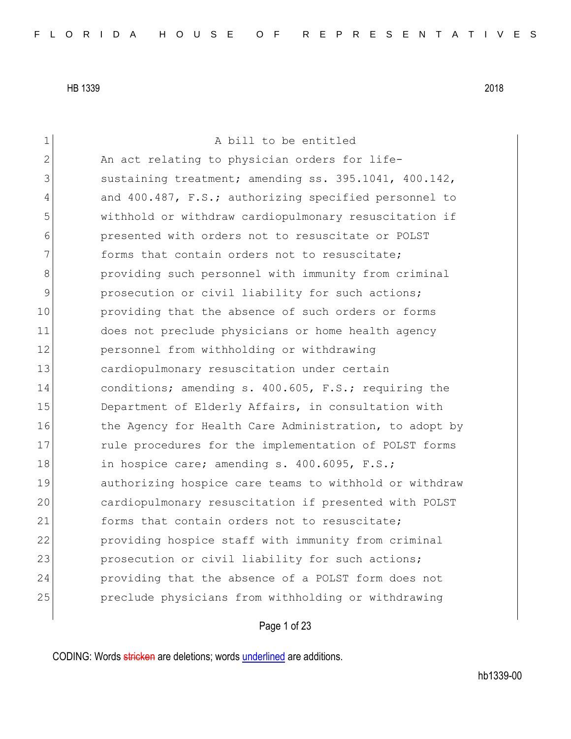HB 1339 2018

A bill to be entitled

An act relating to physician orders for life-sustaining treatment; amending ss. 395.1041, 400.142, and 400.487, F.S.; authorizing specified personnel to withhold or withdraw cardiopulmonary resuscitation if presented with orders not to resuscitate or POLST forms that contain orders not to resuscitate; providing such personnel with immunity from criminal prosecution or civil liability for such actions; providing that the absence of such orders or forms does not preclude physicians or home health agency personnel from withholding or withdrawing cardiopulmonary resuscitation under certain conditions; amending s. 400.605, F.S.; requiring the Department of Elderly Affairs, in consultation with the Agency for Health Care Administration, to adopt by rule procedures for the implementation of POLST forms in hospice care; amending s. 400.6095, F.S.; authorizing hospice care teams to withhold or withdraw cardiopulmonary resuscitation if presented with POLST forms that contain orders not to resuscitate; providing hospice staff with immunity from criminal prosecution or civil liability for such actions; providing that the absence of a POLST form does not preclude physicians from withholding or withdrawing

CODING: Words stricken are deletions; words underlined are additions.

hb1339-00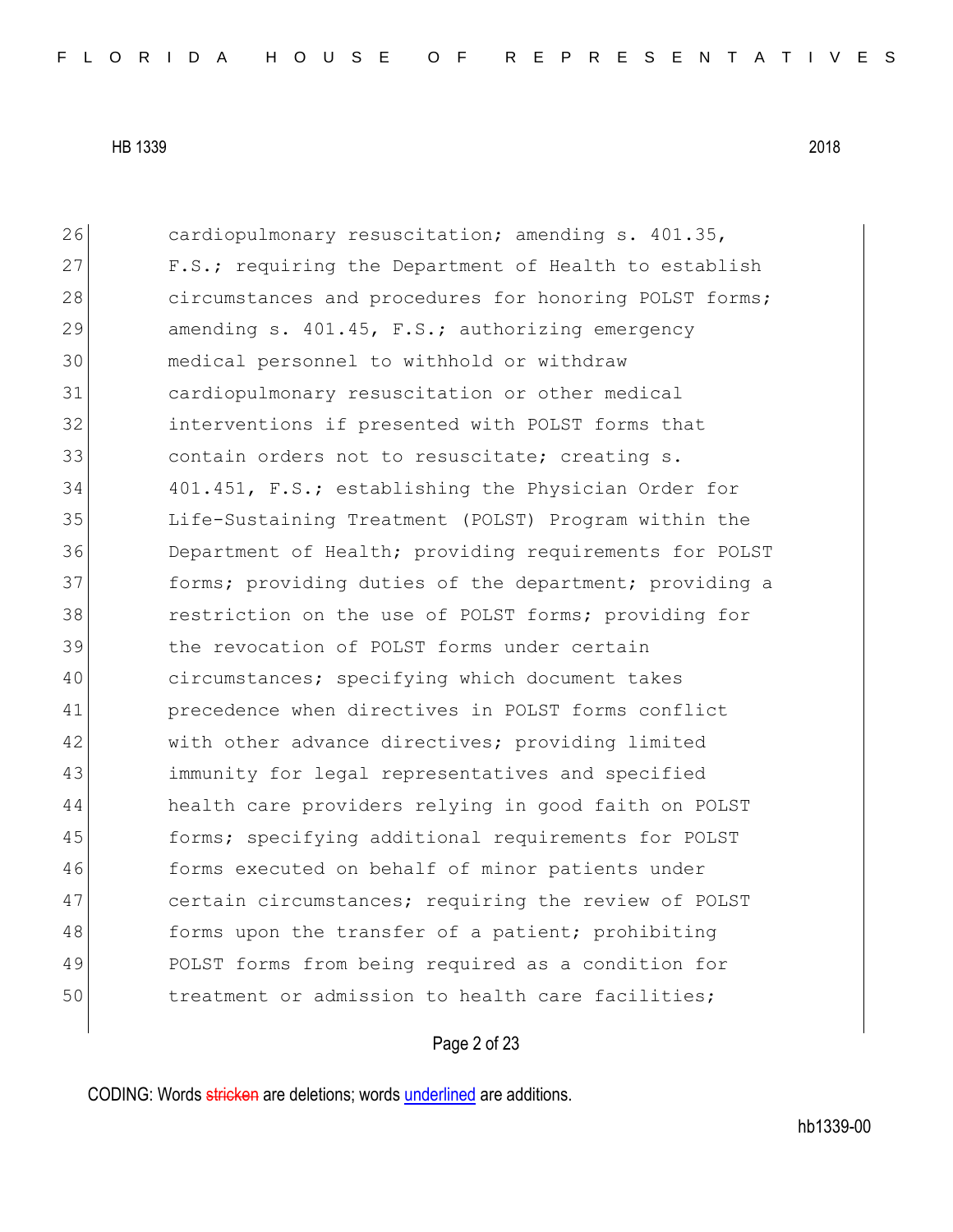cardiopulmonary resuscitation; amending s. 401.35, F.S.; requiring the Department of Health to establish circumstances and procedures for honoring POLST forms; amending s. 401.45, F.S.; authorizing emergency medical personnel to withhold or withdraw cardiopulmonary resuscitation or other medical interventions if presented with POLST forms that contain orders not to resuscitate; creating s. 401.451, F.S.; establishing the Physician Order for Life-Sustaining Treatment (POLST) Program within the Department of Health; providing requirements for POLST forms; providing duties of the department; providing a restriction on the use of POLST forms; providing for the revocation of POLST forms under certain circumstances; specifying which document takes precedence when directives in POLST forms conflict with other advance directives; providing limited immunity for legal representatives and specified health care providers relying in good faith on POLST forms; specifying additional requirements for POLST forms executed on behalf of minor patients under certain circumstances; requiring the review of POLST forms upon the transfer of a patient; prohibiting POLST forms from being required as a condition for treatment or admission to health care facilities;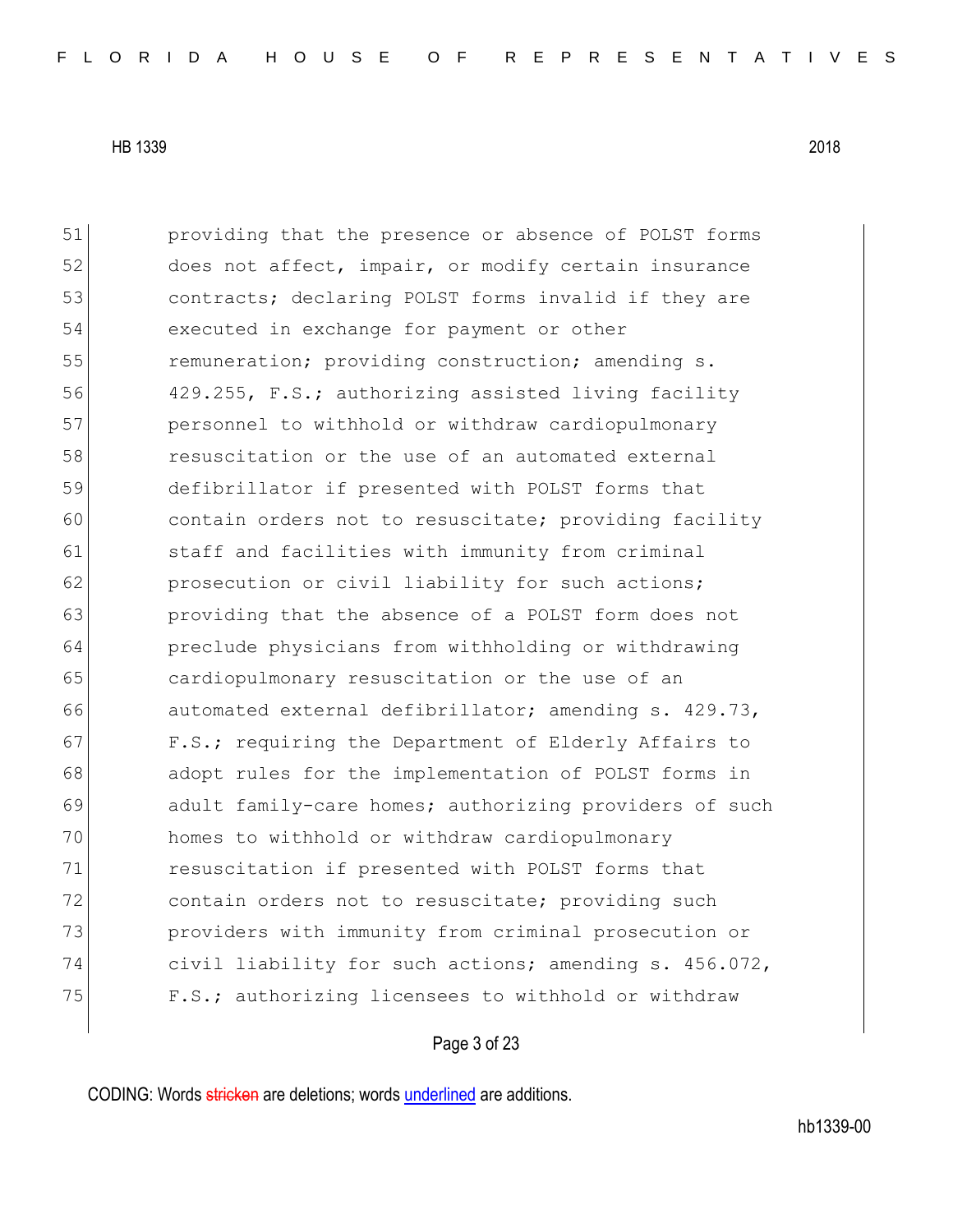51 providing that the presence or absence of POLST forms
52 does not affect, impair, or modify certain insurance
53 contracts; declaring POLST forms invalid if they are
54 executed in exchange for payment or other
55 remuneration; providing construction; amending s.
56 429.255, F.S.; authorizing assisted living facility
57 personnel to withhold or withdraw cardiopulmonary
58 resuscitation or the use of an automated external
59 defibrillator if presented with POLST forms that
60 contain orders not to resuscitate; providing facility
61 staff and facilities with immunity from criminal
62 prosecution or civil liability for such actions;
63 providing that the absence of a POLST form does not
64 preclude physicians from withholding or withdrawing
65 cardiopulmonary resuscitation or the use of an
66 automated external defibrillator; amending s. 429.73,
67 F.S.; requiring the Department of Elderly Affairs to
68 adopt rules for the implementation of POLST forms in
69 adult family-care homes; authorizing providers of such
70 homes to withhold or withdraw cardiopulmonary
71 resuscitation if presented with POLST forms that
72 contain orders not to resuscitate; providing such
73 providers with immunity from criminal prosecution or
74 civil liability for such actions; amending s. 456.072,
75 F.S.; authorizing licensees to withhold or withdraw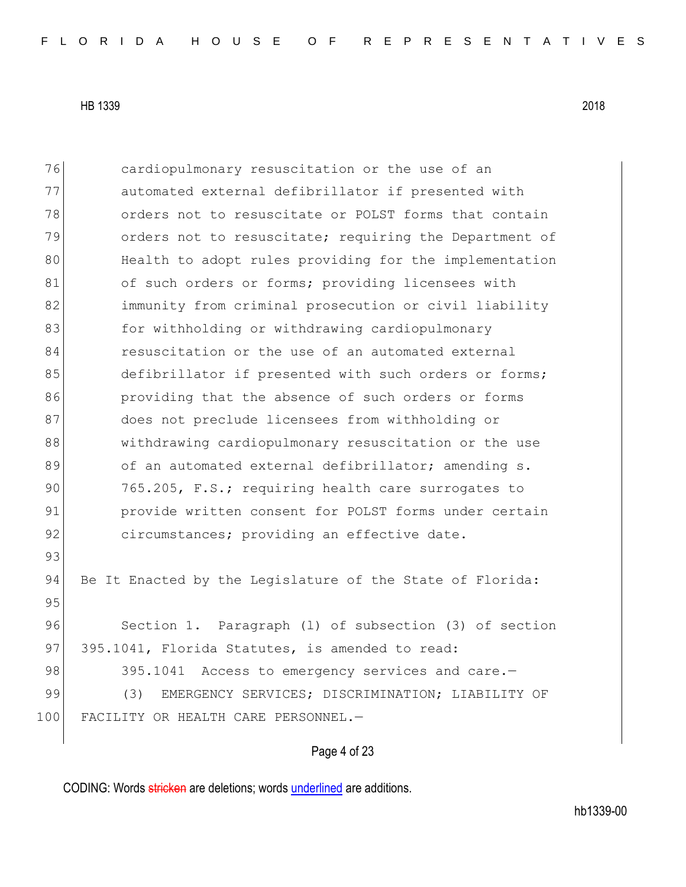cardiopulmonary resuscitation or the use of an automated external defibrillator if presented with orders not to resuscitate or POLST forms that contain orders not to resuscitate; requiring the Department of Health to adopt rules providing for the implementation of such orders or forms; providing licensees with immunity from criminal prosecution or civil liability for withholding or withdrawing cardiopulmonary resuscitation or the use of an automated external defibrillator if presented with such orders or forms; providing that the absence of such orders or forms does not preclude licensees from withholding or withdrawing cardiopulmonary resuscitation or the use of an automated external defibrillator; amending s. 765.205, F.S.; requiring health care surrogates to provide written consent for POLST forms under certain circumstances; providing an effective date.

Be It Enacted by the Legislature of the State of Florida:

Section 1. Paragraph (l) of subsection (3) of section 395.1041, Florida Statutes, is amended to read:

395.1041 Access to emergency services and care.—

(3) EMERGENCY SERVICES; DISCRIMINATION; LIABILITY OF FACILITY OR HEALTH CARE PERSONNEL.—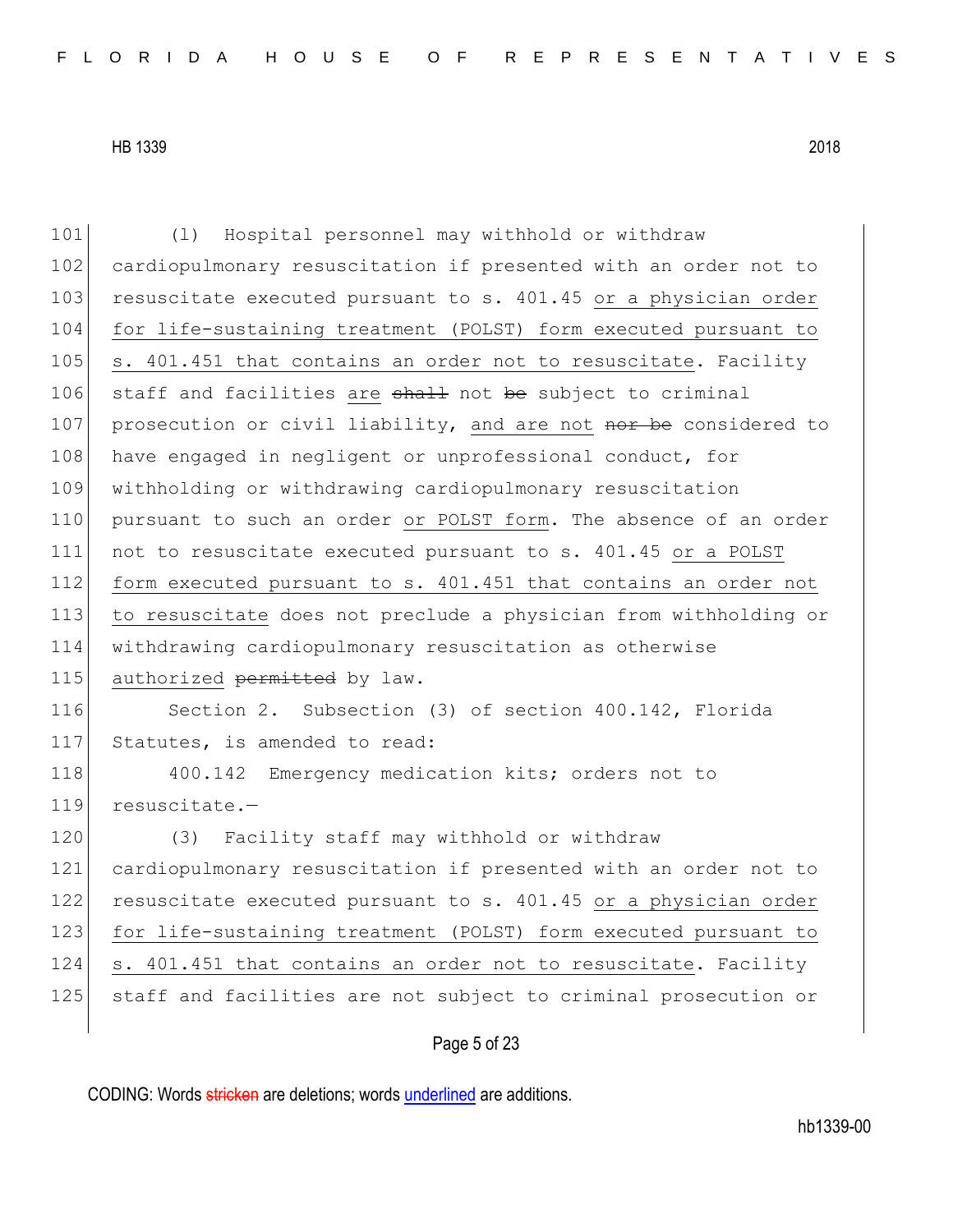(l) Hospital personnel may withhold or withdraw cardiopulmonary resuscitation if presented with an order not to resuscitate executed pursuant to s. 401.45 <u>or a physician order for life-sustaining treatment (POLST) form executed pursuant to s. 401.451 that contains an order not to resuscitate</u>. Facility staff and facilities <u>are</u> ~~shall~~ not ~~be~~ subject to criminal prosecution or civil liability, <u>and are not</u> ~~nor be~~ considered to have engaged in negligent or unprofessional conduct, for withholding or withdrawing cardiopulmonary resuscitation pursuant to such an order <u>or POLST form</u>. The absence of an order not to resuscitate executed pursuant to s. 401.45 <u>or a POLST form executed pursuant to s. 401.451 that contains an order not to resuscitate</u> does not preclude a physician from withholding or withdrawing cardiopulmonary resuscitation as otherwise <u>authorized</u> ~~permitted~~ by law.

Section 2. Subsection (3) of section 400.142, Florida Statutes, is amended to read:

400.142 Emergency medication kits; orders not to resuscitate.—

(3) Facility staff may withhold or withdraw cardiopulmonary resuscitation if presented with an order not to resuscitate executed pursuant to s. 401.45 <u>or a physician order for life-sustaining treatment (POLST) form executed pursuant to s. 401.451 that contains an order not to resuscitate</u>. Facility staff and facilities are not subject to criminal prosecution or

CODING: Words ~~stricken~~ are deletions; words <u>underlined</u> are additions.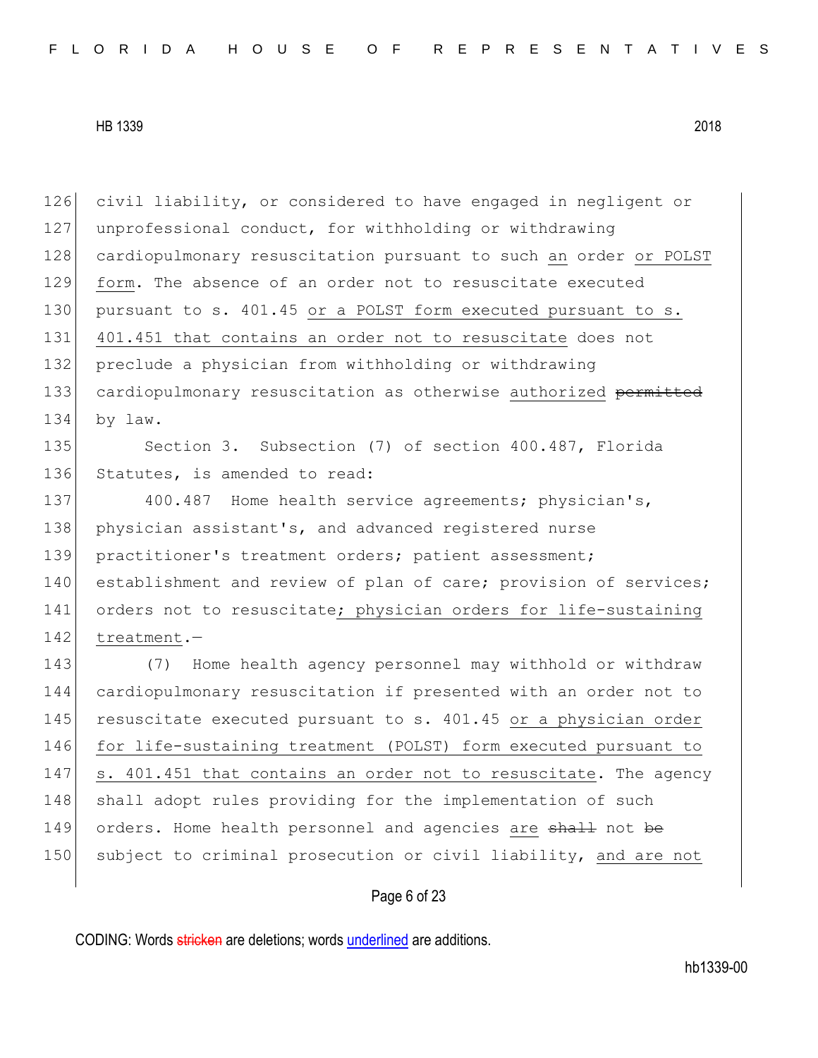civil liability, or considered to have engaged in negligent or unprofessional conduct, for withholding or withdrawing cardiopulmonary resuscitation pursuant to such an order or POLST form. The absence of an order not to resuscitate executed pursuant to s. 401.45 or a POLST form executed pursuant to s. 401.451 that contains an order not to resuscitate does not preclude a physician from withholding or withdrawing cardiopulmonary resuscitation as otherwise authorized ~~permitted~~ by law.

Section 3. Subsection (7) of section 400.487, Florida Statutes, is amended to read:

400.487 Home health service agreements; physician's, physician assistant's, and advanced registered nurse practitioner's treatment orders; patient assessment; establishment and review of plan of care; provision of services; orders not to resuscitate; physician orders for life-sustaining treatment.—

(7) Home health agency personnel may withhold or withdraw cardiopulmonary resuscitation if presented with an order not to resuscitate executed pursuant to s. 401.45 or a physician order for life-sustaining treatment (POLST) form executed pursuant to s. 401.451 that contains an order not to resuscitate. The agency shall adopt rules providing for the implementation of such orders. Home health personnel and agencies are ~~shall~~ not ~~be~~ subject to criminal prosecution or civil liability, and are not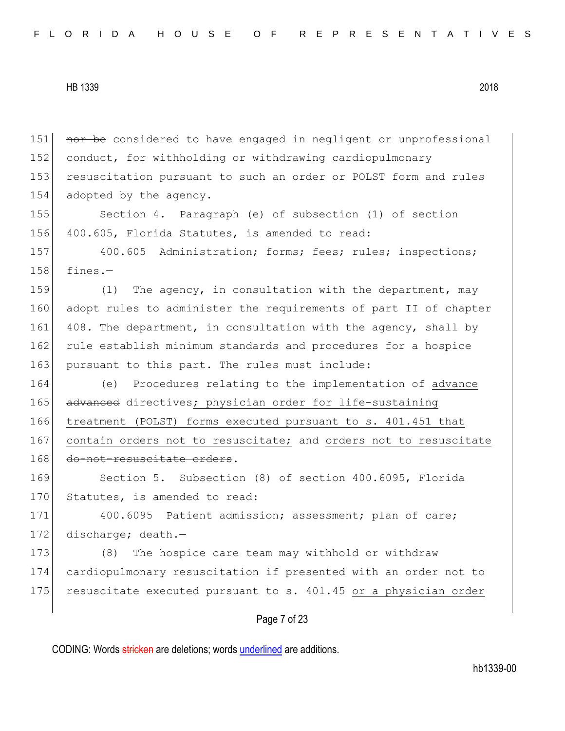151 ~~nor be~~ considered to have engaged in negligent or unprofessional
152 conduct, for withholding or withdrawing cardiopulmonary
153 resuscitation pursuant to such an order <u>or POLST form</u> and rules
154 adopted by the agency.

155 Section 4. Paragraph (e) of subsection (1) of section
156 400.605, Florida Statutes, is amended to read:

157 400.605 Administration; forms; fees; rules; inspections;
158 fines.—

159 (1) The agency, in consultation with the department, may
160 adopt rules to administer the requirements of part II of chapter
161 408. The department, in consultation with the agency, shall by
162 rule establish minimum standards and procedures for a hospice
163 pursuant to this part. The rules must include:

164 (e) Procedures relating to the implementation of <u>advance</u>
165 ~~advanced~~ directives<u>; physician order for life-sustaining</u>
166 <u>treatment (POLST) forms executed pursuant to s. 401.451 that</u>
167 <u>contain orders not to resuscitate;</u> and <u>orders not to resuscitate</u>
168 ~~do-not-resuscitate orders~~.

169 Section 5. Subsection (8) of section 400.6095, Florida
170 Statutes, is amended to read:

171 400.6095 Patient admission; assessment; plan of care;
172 discharge; death.—

173 (8) The hospice care team may withhold or withdraw
174 cardiopulmonary resuscitation if presented with an order not to
175 resuscitate executed pursuant to s. 401.45 <u>or a physician order</u>

CODING: Words ~~stricken~~ are deletions; words <u>underlined</u> are additions.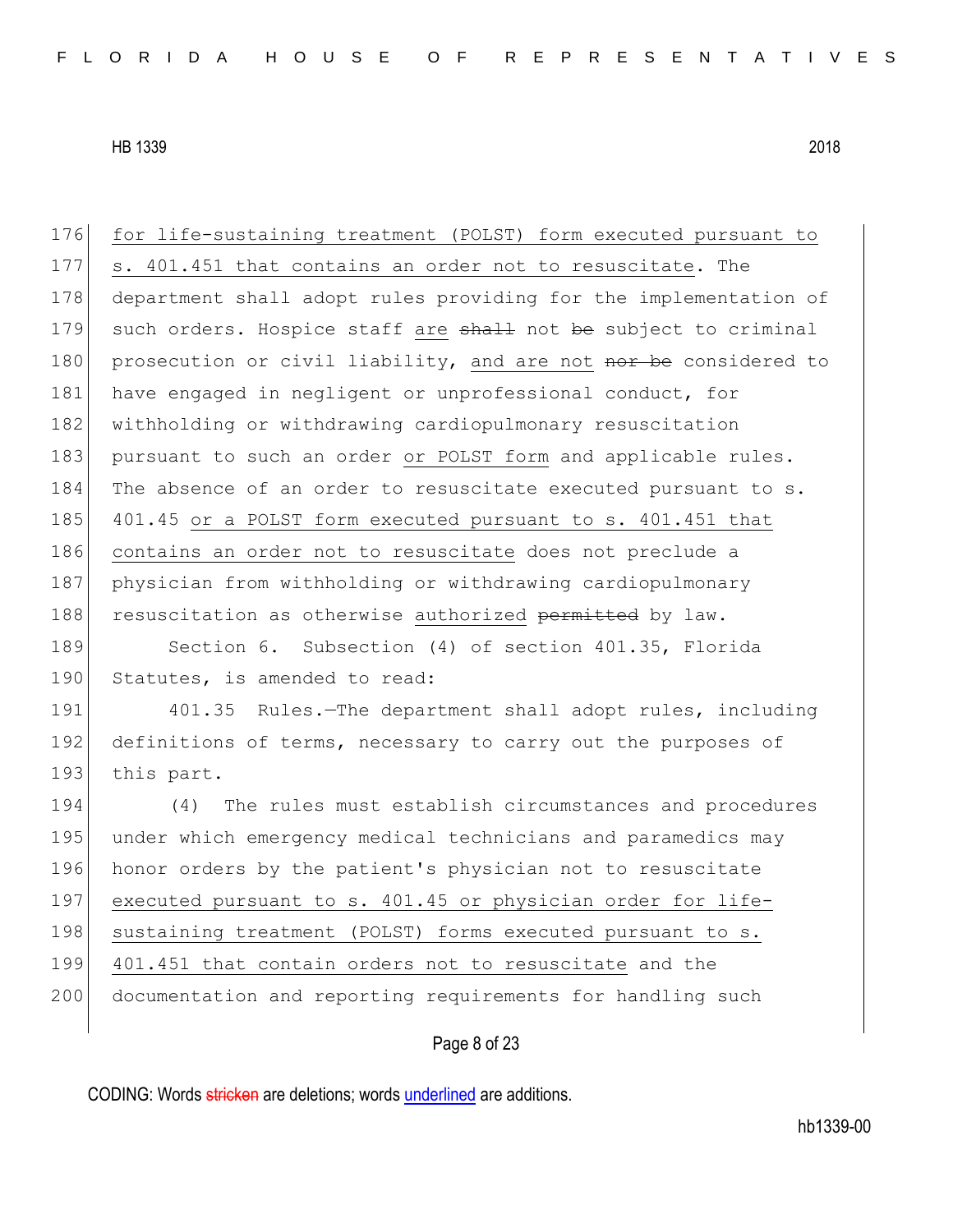for life-sustaining treatment (POLST) form executed pursuant to s. 401.451 that contains an order not to resuscitate. The department shall adopt rules providing for the implementation of such orders. Hospice staff are ~~shall~~ not ~~be~~ subject to criminal prosecution or civil liability, and are not ~~nor be~~ considered to have engaged in negligent or unprofessional conduct, for withholding or withdrawing cardiopulmonary resuscitation pursuant to such an order or POLST form and applicable rules. The absence of an order to resuscitate executed pursuant to s. 401.45 or a POLST form executed pursuant to s. 401.451 that contains an order not to resuscitate does not preclude a physician from withholding or withdrawing cardiopulmonary resuscitation as otherwise authorized ~~permitted~~ by law.

Section 6. Subsection (4) of section 401.35, Florida Statutes, is amended to read:

401.35 Rules.—The department shall adopt rules, including definitions of terms, necessary to carry out the purposes of this part.

(4) The rules must establish circumstances and procedures under which emergency medical technicians and paramedics may honor orders by the patient's physician not to resuscitate executed pursuant to s. 401.45 or physician order for life-sustaining treatment (POLST) forms executed pursuant to s. 401.451 that contain orders not to resuscitate and the documentation and reporting requirements for handling such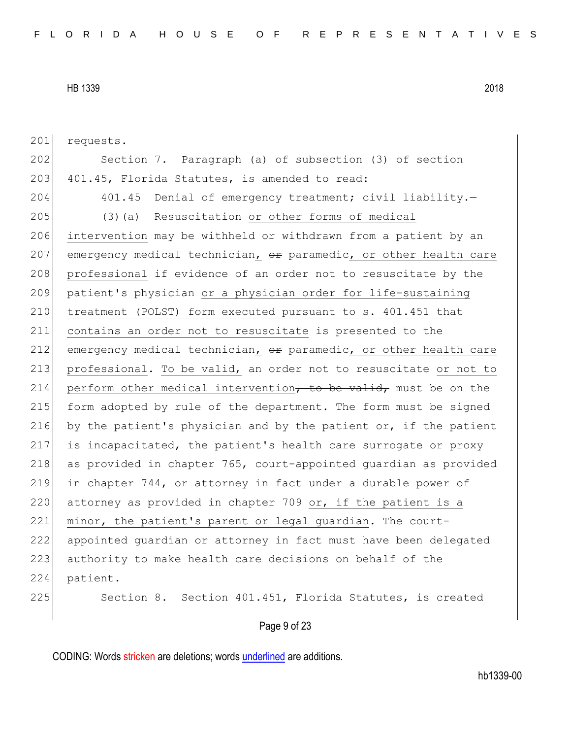requests.

Section 7. Paragraph (a) of subsection (3) of section 401.45, Florida Statutes, is amended to read:

401.45 Denial of emergency treatment; civil liability.—

(3)(a) Resuscitation <u>or other forms of medical intervention</u> may be withheld or withdrawn from a patient by an emergency medical technician<u>,</u> ~~or~~ paramedic<u>, or other health care professional</u> if evidence of an order not to resuscitate by the patient's physician <u>or a physician order for life-sustaining treatment (POLST) form executed pursuant to s. 401.451 that contains an order not to resuscitate</u> is presented to the emergency medical technician<u>,</u> ~~or~~ paramedic<u>, or other health care professional</u>. <u>To be valid,</u> an order not to resuscitate <u>or not to perform other medical intervention</u>~~, to be valid,~~ must be on the form adopted by rule of the department. The form must be signed by the patient's physician and by the patient or, if the patient is incapacitated, the patient's health care surrogate or proxy as provided in chapter 765, court-appointed guardian as provided in chapter 744, or attorney in fact under a durable power of attorney as provided in chapter 709 <u>or, if the patient is a minor, the patient's parent or legal guardian</u>. The court-appointed guardian or attorney in fact must have been delegated authority to make health care decisions on behalf of the patient.

Section 8. Section 401.451, Florida Statutes, is created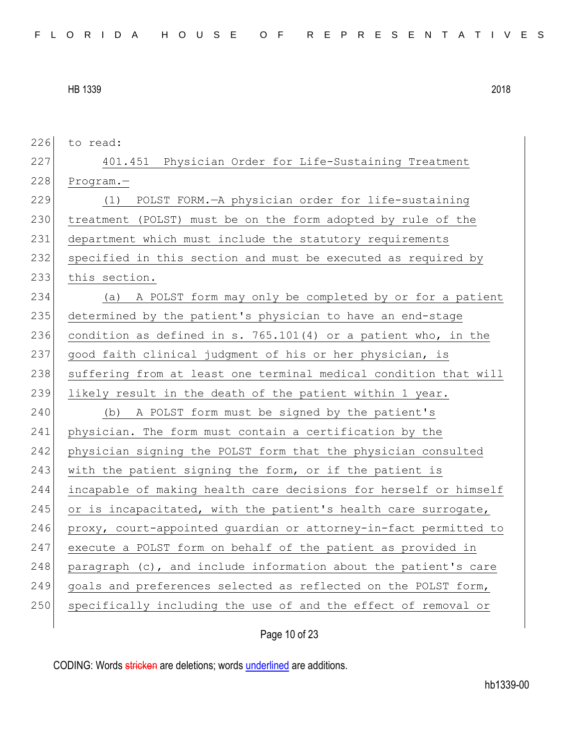to read:

401.451 Physician Order for Life-Sustaining Treatment Program.—

(1) POLST FORM.—A physician order for life-sustaining treatment (POLST) must be on the form adopted by rule of the department which must include the statutory requirements specified in this section and must be executed as required by this section.

(a) A POLST form may only be completed by or for a patient determined by the patient's physician to have an end-stage condition as defined in s. 765.101(4) or a patient who, in the good faith clinical judgment of his or her physician, is suffering from at least one terminal medical condition that will likely result in the death of the patient within 1 year.

(b) A POLST form must be signed by the patient's physician. The form must contain a certification by the physician signing the POLST form that the physician consulted with the patient signing the form, or if the patient is incapable of making health care decisions for herself or himself or is incapacitated, with the patient's health care surrogate, proxy, court-appointed guardian or attorney-in-fact permitted to execute a POLST form on behalf of the patient as provided in paragraph (c), and include information about the patient's care goals and preferences selected as reflected on the POLST form, specifically including the use of and the effect of removal or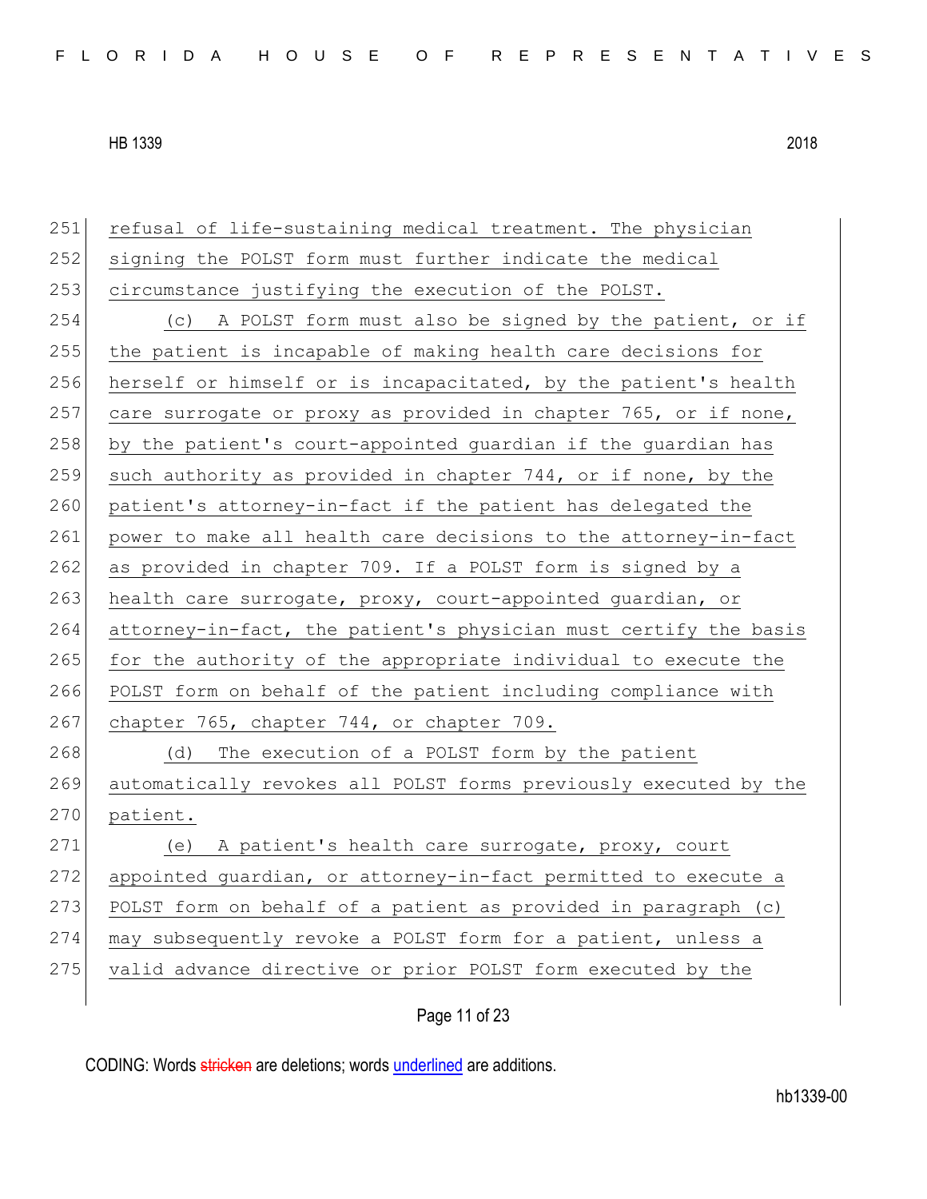refusal of life-sustaining medical treatment. The physician signing the POLST form must further indicate the medical circumstance justifying the execution of the POLST.

(c) A POLST form must also be signed by the patient, or if the patient is incapable of making health care decisions for herself or himself or is incapacitated, by the patient's health care surrogate or proxy as provided in chapter 765, or if none, by the patient's court-appointed guardian if the guardian has such authority as provided in chapter 744, or if none, by the patient's attorney-in-fact if the patient has delegated the power to make all health care decisions to the attorney-in-fact as provided in chapter 709. If a POLST form is signed by a health care surrogate, proxy, court-appointed guardian, or attorney-in-fact, the patient's physician must certify the basis for the authority of the appropriate individual to execute the POLST form on behalf of the patient including compliance with chapter 765, chapter 744, or chapter 709.

(d) The execution of a POLST form by the patient automatically revokes all POLST forms previously executed by the patient.

(e) A patient's health care surrogate, proxy, court appointed guardian, or attorney-in-fact permitted to execute a POLST form on behalf of a patient as provided in paragraph (c) may subsequently revoke a POLST form for a patient, unless a valid advance directive or prior POLST form executed by the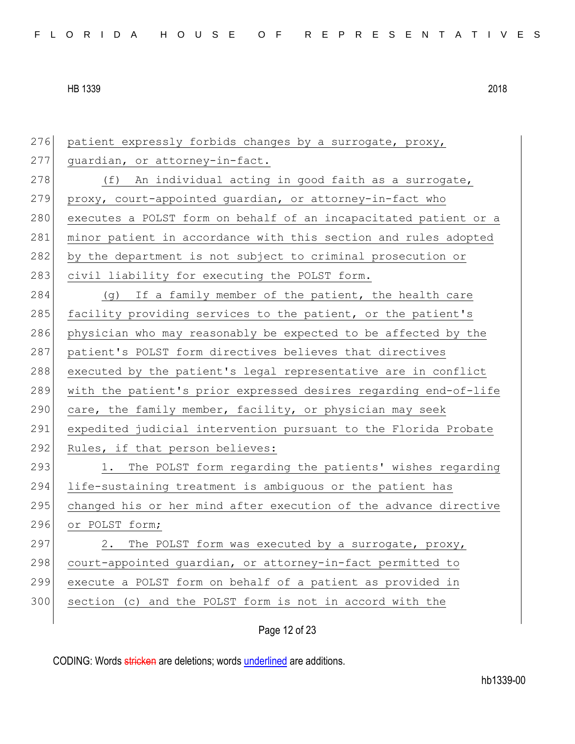patient expressly forbids changes by a surrogate, proxy, guardian, or attorney-in-fact.

(f) An individual acting in good faith as a surrogate, proxy, court-appointed guardian, or attorney-in-fact who executes a POLST form on behalf of an incapacitated patient or a minor patient in accordance with this section and rules adopted by the department is not subject to criminal prosecution or civil liability for executing the POLST form.

(g) If a family member of the patient, the health care facility providing services to the patient, or the patient's physician who may reasonably be expected to be affected by the patient's POLST form directives believes that directives executed by the patient's legal representative are in conflict with the patient's prior expressed desires regarding end-of-life care, the family member, facility, or physician may seek expedited judicial intervention pursuant to the Florida Probate Rules, if that person believes:

1. The POLST form regarding the patients' wishes regarding life-sustaining treatment is ambiguous or the patient has changed his or her mind after execution of the advance directive or POLST form;

2. The POLST form was executed by a surrogate, proxy, court-appointed guardian, or attorney-in-fact permitted to execute a POLST form on behalf of a patient as provided in section (c) and the POLST form is not in accord with the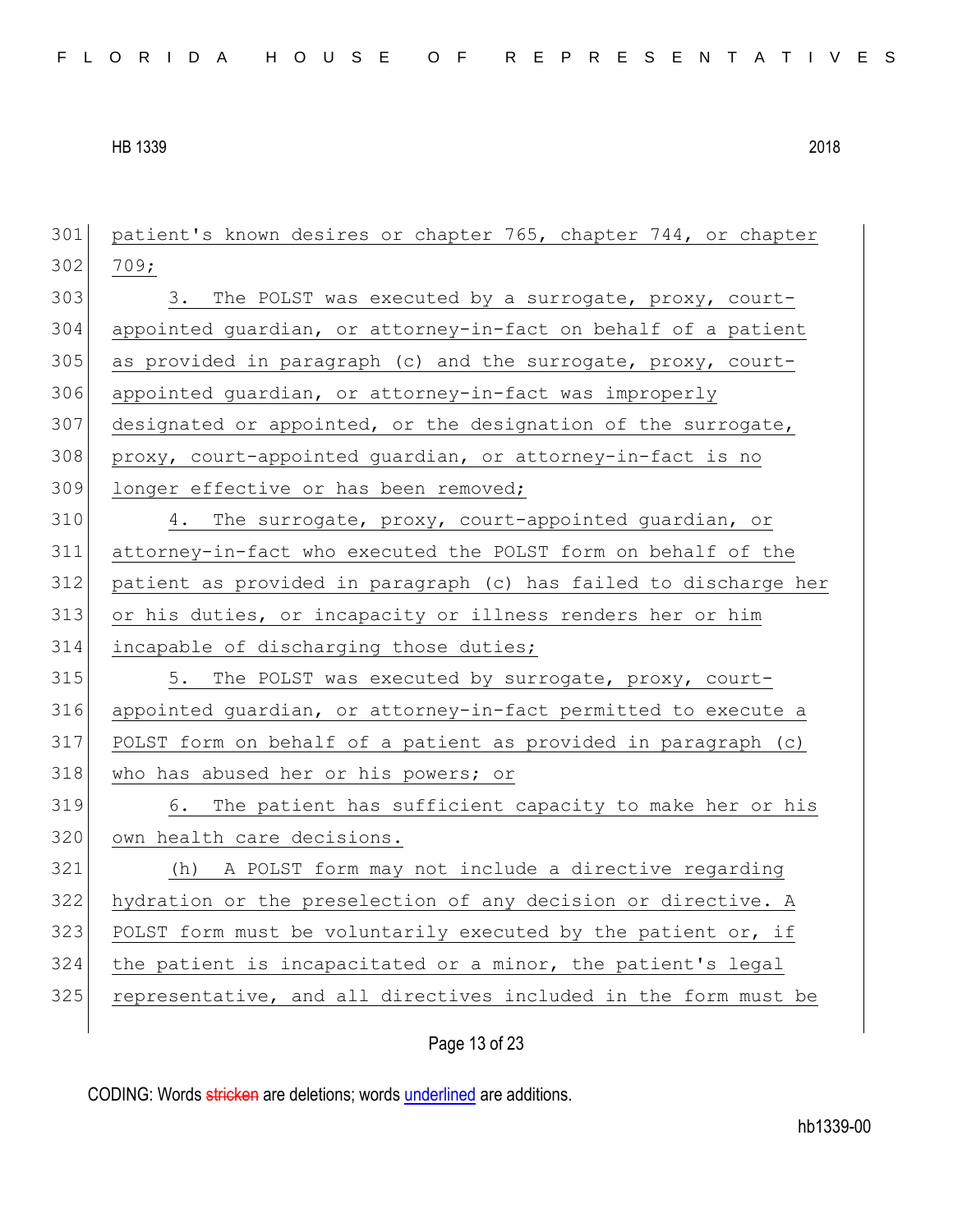patient's known desires or chapter 765, chapter 744, or chapter 709;

3. The POLST was executed by a surrogate, proxy, court-appointed guardian, or attorney-in-fact on behalf of a patient as provided in paragraph (c) and the surrogate, proxy, court-appointed guardian, or attorney-in-fact was improperly designated or appointed, or the designation of the surrogate, proxy, court-appointed guardian, or attorney-in-fact is no longer effective or has been removed;

4. The surrogate, proxy, court-appointed guardian, or attorney-in-fact who executed the POLST form on behalf of the patient as provided in paragraph (c) has failed to discharge her or his duties, or incapacity or illness renders her or him incapable of discharging those duties;

5. The POLST was executed by surrogate, proxy, court-appointed guardian, or attorney-in-fact permitted to execute a POLST form on behalf of a patient as provided in paragraph (c) who has abused her or his powers; or

6. The patient has sufficient capacity to make her or his own health care decisions.

(h) A POLST form may not include a directive regarding hydration or the preselection of any decision or directive. A POLST form must be voluntarily executed by the patient or, if the patient is incapacitated or a minor, the patient's legal representative, and all directives included in the form must be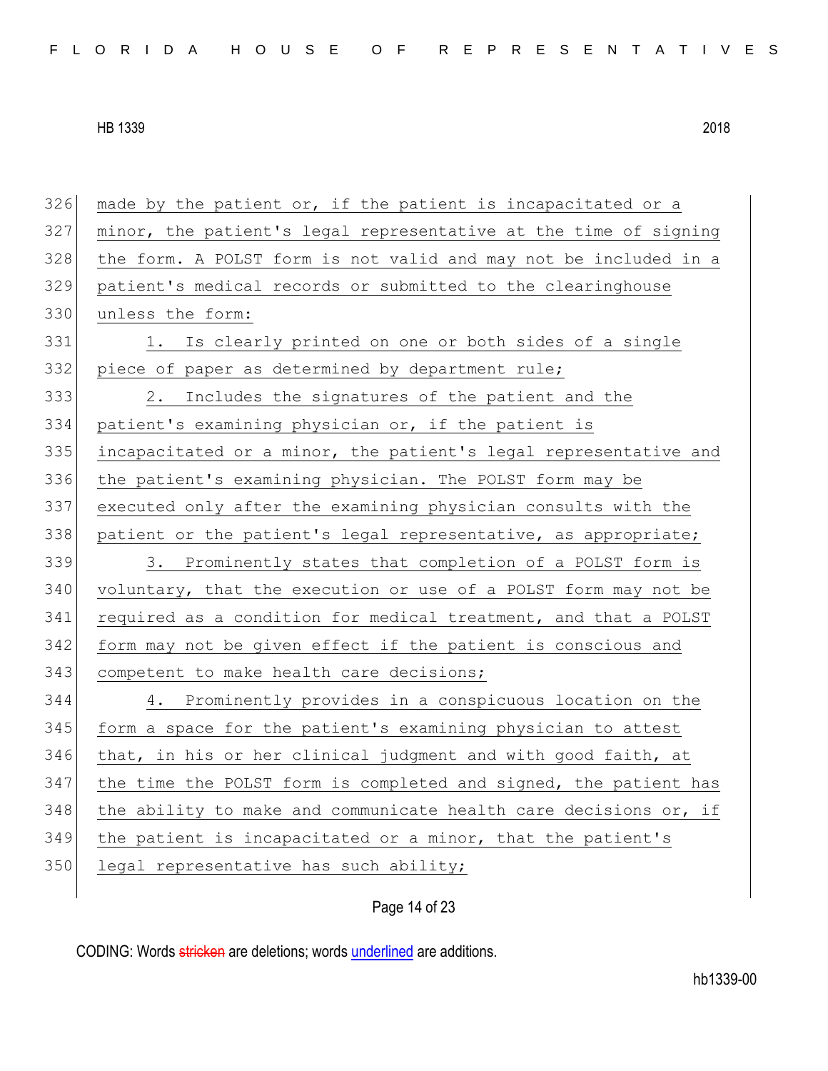made by the patient or, if the patient is incapacitated or a minor, the patient's legal representative at the time of signing the form. A POLST form is not valid and may not be included in a patient's medical records or submitted to the clearinghouse unless the form:

1. Is clearly printed on one or both sides of a single piece of paper as determined by department rule;

2. Includes the signatures of the patient and the patient's examining physician or, if the patient is incapacitated or a minor, the patient's legal representative and the patient's examining physician. The POLST form may be executed only after the examining physician consults with the patient or the patient's legal representative, as appropriate;

3. Prominently states that completion of a POLST form is voluntary, that the execution or use of a POLST form may not be required as a condition for medical treatment, and that a POLST form may not be given effect if the patient is conscious and competent to make health care decisions;

4. Prominently provides in a conspicuous location on the form a space for the patient's examining physician to attest that, in his or her clinical judgment and with good faith, at the time the POLST form is completed and signed, the patient has the ability to make and communicate health care decisions or, if the patient is incapacitated or a minor, that the patient's legal representative has such ability;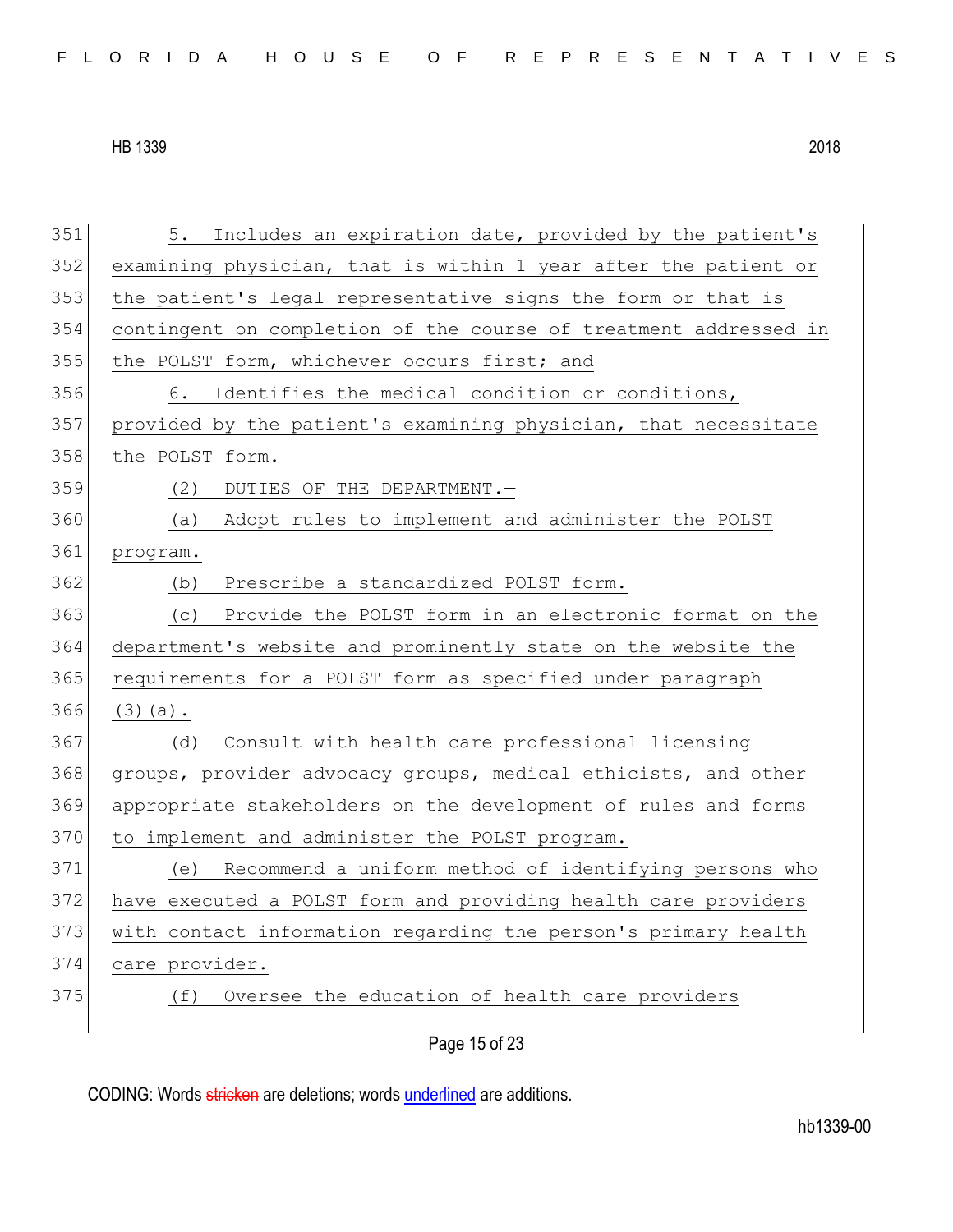5. Includes an expiration date, provided by the patient's examining physician, that is within 1 year after the patient or the patient's legal representative signs the form or that is contingent on completion of the course of treatment addressed in the POLST form, whichever occurs first; and

6. Identifies the medical condition or conditions, provided by the patient's examining physician, that necessitate the POLST form.

(2) DUTIES OF THE DEPARTMENT.—

(a) Adopt rules to implement and administer the POLST program.

(b) Prescribe a standardized POLST form.

(c) Provide the POLST form in an electronic format on the department's website and prominently state on the website the requirements for a POLST form as specified under paragraph (3)(a).

(d) Consult with health care professional licensing groups, provider advocacy groups, medical ethicists, and other appropriate stakeholders on the development of rules and forms to implement and administer the POLST program.

(e) Recommend a uniform method of identifying persons who have executed a POLST form and providing health care providers with contact information regarding the person's primary health care provider.

(f) Oversee the education of health care providers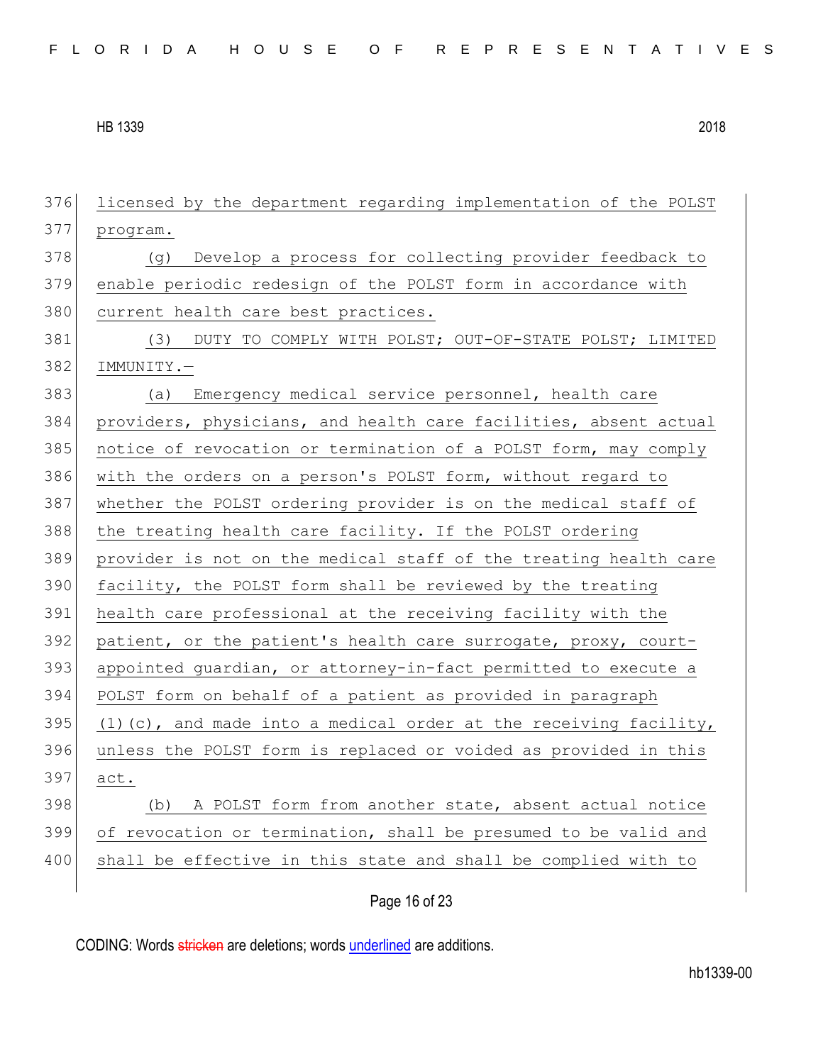licensed by the department regarding implementation of the POLST program.

(g) Develop a process for collecting provider feedback to enable periodic redesign of the POLST form in accordance with current health care best practices.

(3) DUTY TO COMPLY WITH POLST; OUT-OF-STATE POLST; LIMITED IMMUNITY.—

(a) Emergency medical service personnel, health care providers, physicians, and health care facilities, absent actual notice of revocation or termination of a POLST form, may comply with the orders on a person's POLST form, without regard to whether the POLST ordering provider is on the medical staff of the treating health care facility. If the POLST ordering provider is not on the medical staff of the treating health care facility, the POLST form shall be reviewed by the treating health care professional at the receiving facility with the patient, or the patient's health care surrogate, proxy, court-appointed guardian, or attorney-in-fact permitted to execute a POLST form on behalf of a patient as provided in paragraph (1)(c), and made into a medical order at the receiving facility, unless the POLST form is replaced or voided as provided in this act.

(b) A POLST form from another state, absent actual notice of revocation or termination, shall be presumed to be valid and shall be effective in this state and shall be complied with to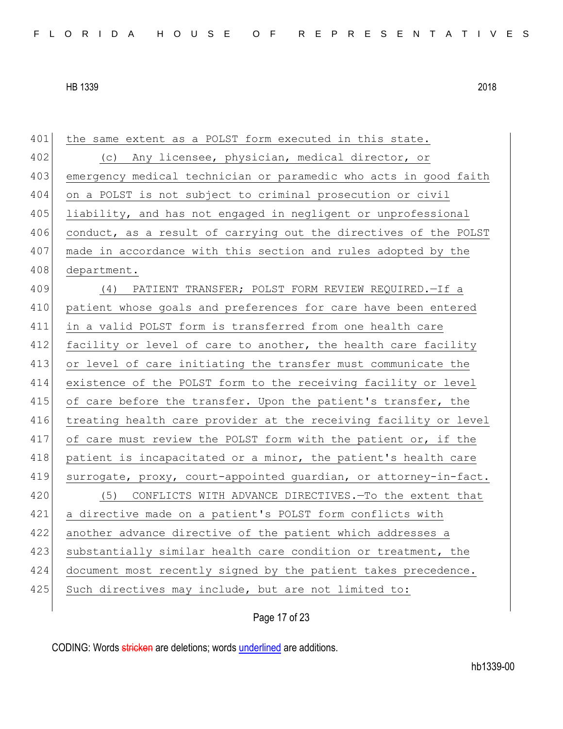the same extent as a POLST form executed in this state.

(c) Any licensee, physician, medical director, or emergency medical technician or paramedic who acts in good faith on a POLST is not subject to criminal prosecution or civil liability, and has not engaged in negligent or unprofessional conduct, as a result of carrying out the directives of the POLST made in accordance with this section and rules adopted by the department.

(4) PATIENT TRANSFER; POLST FORM REVIEW REQUIRED.—If a patient whose goals and preferences for care have been entered in a valid POLST form is transferred from one health care facility or level of care to another, the health care facility or level of care initiating the transfer must communicate the existence of the POLST form to the receiving facility or level of care before the transfer. Upon the patient's transfer, the treating health care provider at the receiving facility or level of care must review the POLST form with the patient or, if the patient is incapacitated or a minor, the patient's health care surrogate, proxy, court-appointed guardian, or attorney-in-fact.

(5) CONFLICTS WITH ADVANCE DIRECTIVES.—To the extent that a directive made on a patient's POLST form conflicts with another advance directive of the patient which addresses a substantially similar health care condition or treatment, the document most recently signed by the patient takes precedence. Such directives may include, but are not limited to: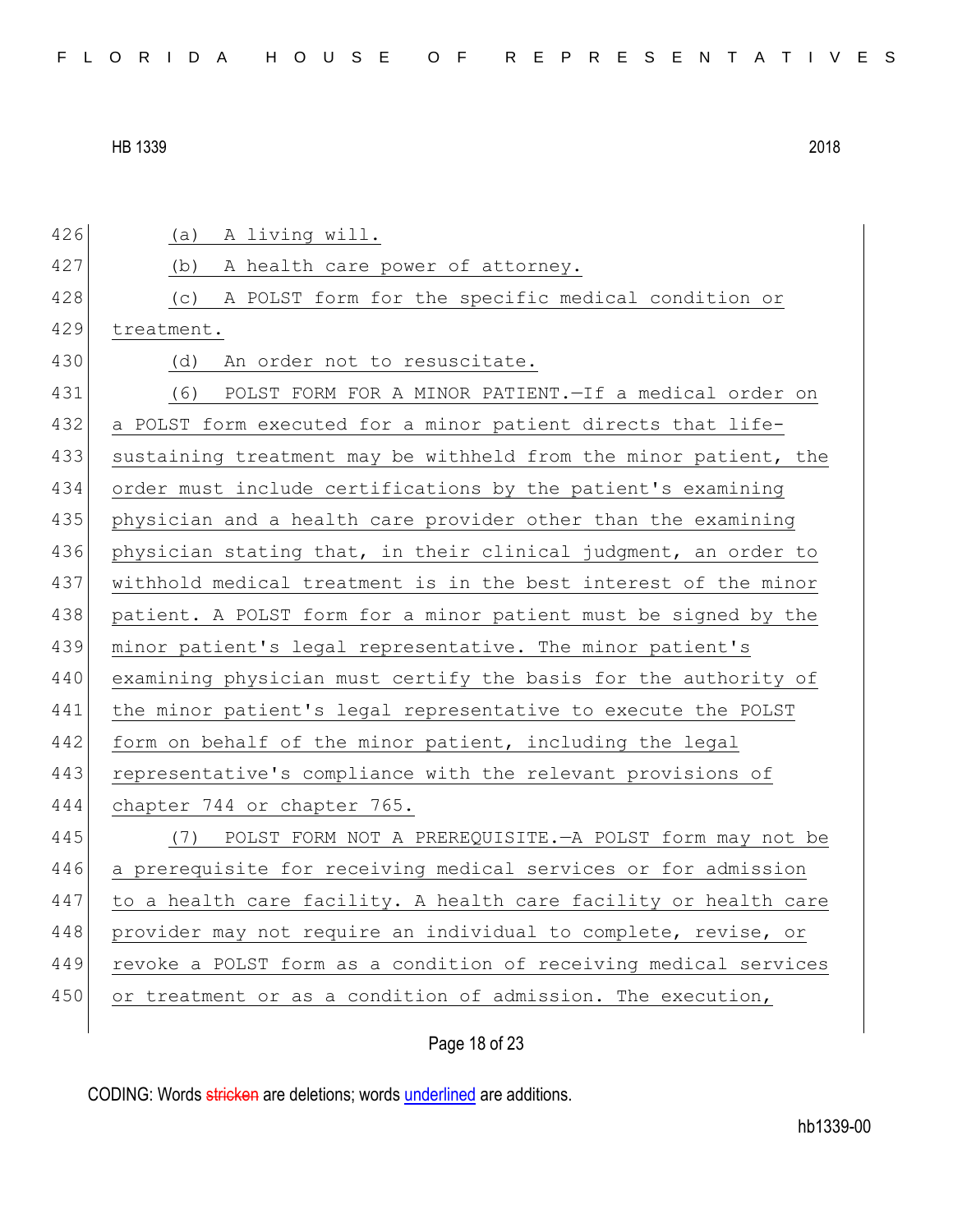(a) A living will.

(b) A health care power of attorney.

(c) A POLST form for the specific medical condition or treatment.

(d) An order not to resuscitate.

(6) POLST FORM FOR A MINOR PATIENT.—If a medical order on a POLST form executed for a minor patient directs that life-sustaining treatment may be withheld from the minor patient, the order must include certifications by the patient's examining physician and a health care provider other than the examining physician stating that, in their clinical judgment, an order to withhold medical treatment is in the best interest of the minor patient. A POLST form for a minor patient must be signed by the minor patient's legal representative. The minor patient's examining physician must certify the basis for the authority of the minor patient's legal representative to execute the POLST form on behalf of the minor patient, including the legal representative's compliance with the relevant provisions of chapter 744 or chapter 765.

(7) POLST FORM NOT A PREREQUISITE.—A POLST form may not be a prerequisite for receiving medical services or for admission to a health care facility. A health care facility or health care provider may not require an individual to complete, revise, or revoke a POLST form as a condition of receiving medical services or treatment or as a condition of admission. The execution,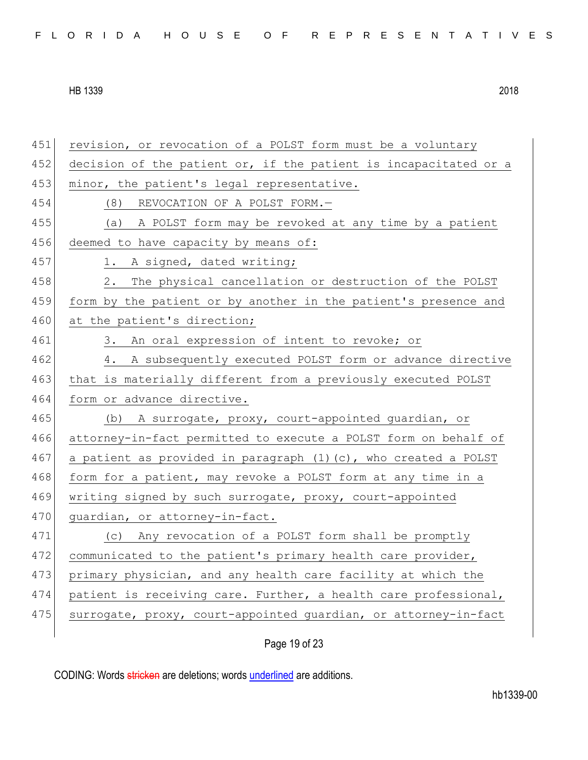revision, or revocation of a POLST form must be a voluntary decision of the patient or, if the patient is incapacitated or a minor, the patient's legal representative.

(8) REVOCATION OF A POLST FORM.—

(a) A POLST form may be revoked at any time by a patient deemed to have capacity by means of:

1. A signed, dated writing;

2. The physical cancellation or destruction of the POLST form by the patient or by another in the patient's presence and at the patient's direction;

3. An oral expression of intent to revoke; or

4. A subsequently executed POLST form or advance directive that is materially different from a previously executed POLST form or advance directive.

(b) A surrogate, proxy, court-appointed guardian, or attorney-in-fact permitted to execute a POLST form on behalf of a patient as provided in paragraph (1)(c), who created a POLST form for a patient, may revoke a POLST form at any time in a writing signed by such surrogate, proxy, court-appointed guardian, or attorney-in-fact.

(c) Any revocation of a POLST form shall be promptly communicated to the patient's primary health care provider, primary physician, and any health care facility at which the patient is receiving care. Further, a health care professional, surrogate, proxy, court-appointed guardian, or attorney-in-fact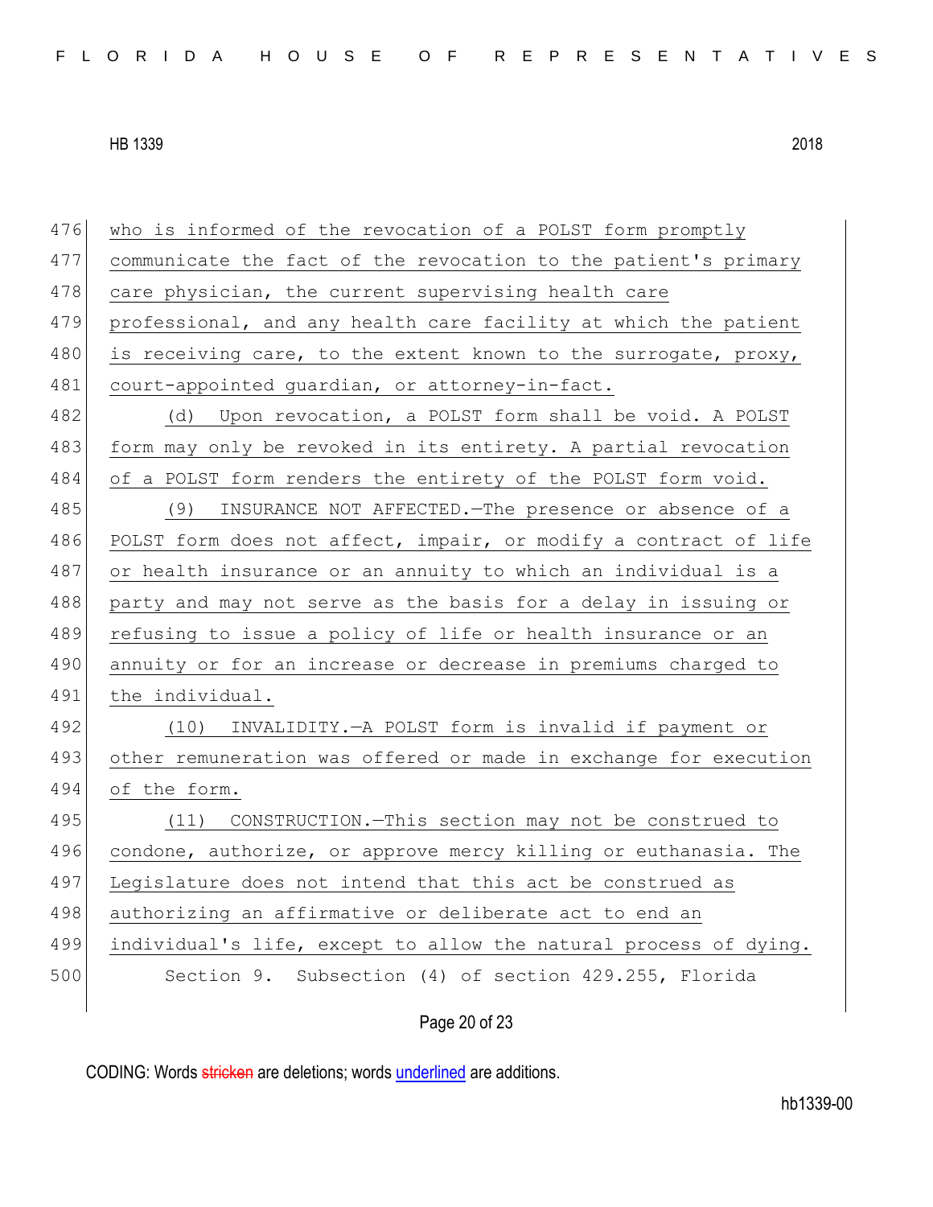who is informed of the revocation of a POLST form promptly communicate the fact of the revocation to the patient's primary care physician, the current supervising health care professional, and any health care facility at which the patient is receiving care, to the extent known to the surrogate, proxy, court-appointed guardian, or attorney-in-fact.

(d) Upon revocation, a POLST form shall be void. A POLST form may only be revoked in its entirety. A partial revocation of a POLST form renders the entirety of the POLST form void.

(9) INSURANCE NOT AFFECTED.—The presence or absence of a POLST form does not affect, impair, or modify a contract of life or health insurance or an annuity to which an individual is a party and may not serve as the basis for a delay in issuing or refusing to issue a policy of life or health insurance or an annuity or for an increase or decrease in premiums charged to the individual.

(10) INVALIDITY.—A POLST form is invalid if payment or other remuneration was offered or made in exchange for execution of the form.

(11) CONSTRUCTION.—This section may not be construed to condone, authorize, or approve mercy killing or euthanasia. The Legislature does not intend that this act be construed as authorizing an affirmative or deliberate act to end an individual's life, except to allow the natural process of dying.

Section 9. Subsection (4) of section 429.255, Florida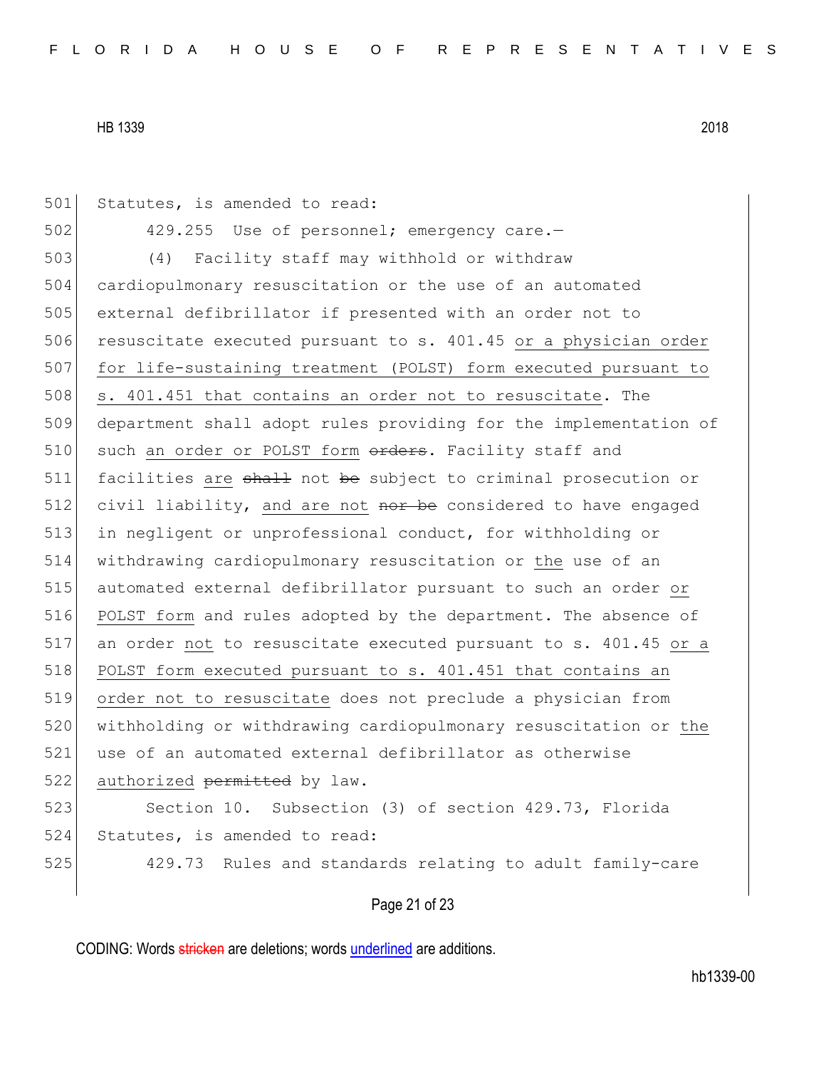Statutes, is amended to read:

429.255 Use of personnel; emergency care.—

(4) Facility staff may withhold or withdraw cardiopulmonary resuscitation or the use of an automated external defibrillator if presented with an order not to resuscitate executed pursuant to s. 401.45 or a physician order for life-sustaining treatment (POLST) form executed pursuant to s. 401.451 that contains an order not to resuscitate. The department shall adopt rules providing for the implementation of such an order or POLST form ~~orders~~. Facility staff and facilities are ~~shall~~ not ~~be~~ subject to criminal prosecution or civil liability, and are not ~~nor be~~ considered to have engaged in negligent or unprofessional conduct, for withholding or withdrawing cardiopulmonary resuscitation or the use of an automated external defibrillator pursuant to such an order or POLST form and rules adopted by the department. The absence of an order not to resuscitate executed pursuant to s. 401.45 or a POLST form executed pursuant to s. 401.451 that contains an order not to resuscitate does not preclude a physician from withholding or withdrawing cardiopulmonary resuscitation or the use of an automated external defibrillator as otherwise authorized ~~permitted~~ by law.

Section 10. Subsection (3) of section 429.73, Florida Statutes, is amended to read:

429.73 Rules and standards relating to adult family-care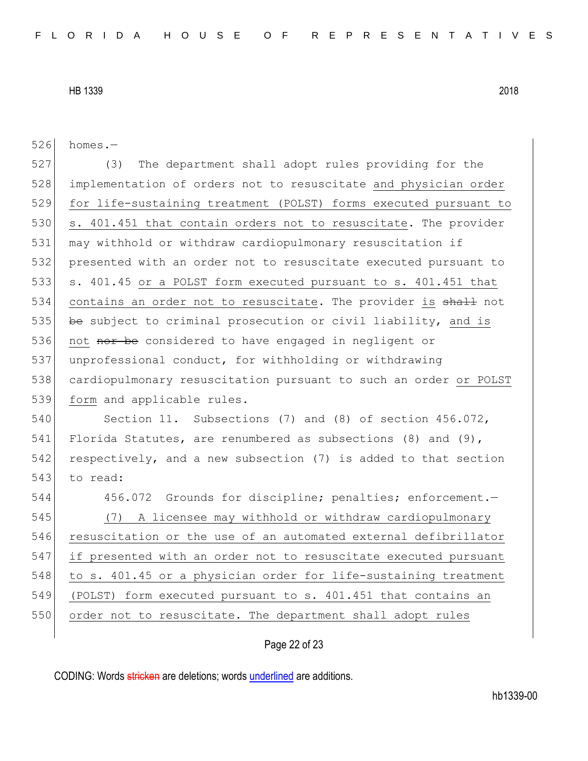homes.—

(3) The department shall adopt rules providing for the implementation of orders not to resuscitate and physician order for life-sustaining treatment (POLST) forms executed pursuant to s. 401.451 that contain orders not to resuscitate. The provider may withhold or withdraw cardiopulmonary resuscitation if presented with an order not to resuscitate executed pursuant to s. 401.45 or a POLST form executed pursuant to s. 401.451 that contains an order not to resuscitate. The provider is ~~shall~~ not ~~be~~ subject to criminal prosecution or civil liability, and is not ~~nor be~~ considered to have engaged in negligent or unprofessional conduct, for withholding or withdrawing cardiopulmonary resuscitation pursuant to such an order or POLST form and applicable rules.

Section 11. Subsections (7) and (8) of section 456.072, Florida Statutes, are renumbered as subsections (8) and (9), respectively, and a new subsection (7) is added to that section to read:

456.072 Grounds for discipline; penalties; enforcement.—

(7) A licensee may withhold or withdraw cardiopulmonary resuscitation or the use of an automated external defibrillator if presented with an order not to resuscitate executed pursuant to s. 401.45 or a physician order for life-sustaining treatment (POLST) form executed pursuant to s. 401.451 that contains an order not to resuscitate. The department shall adopt rules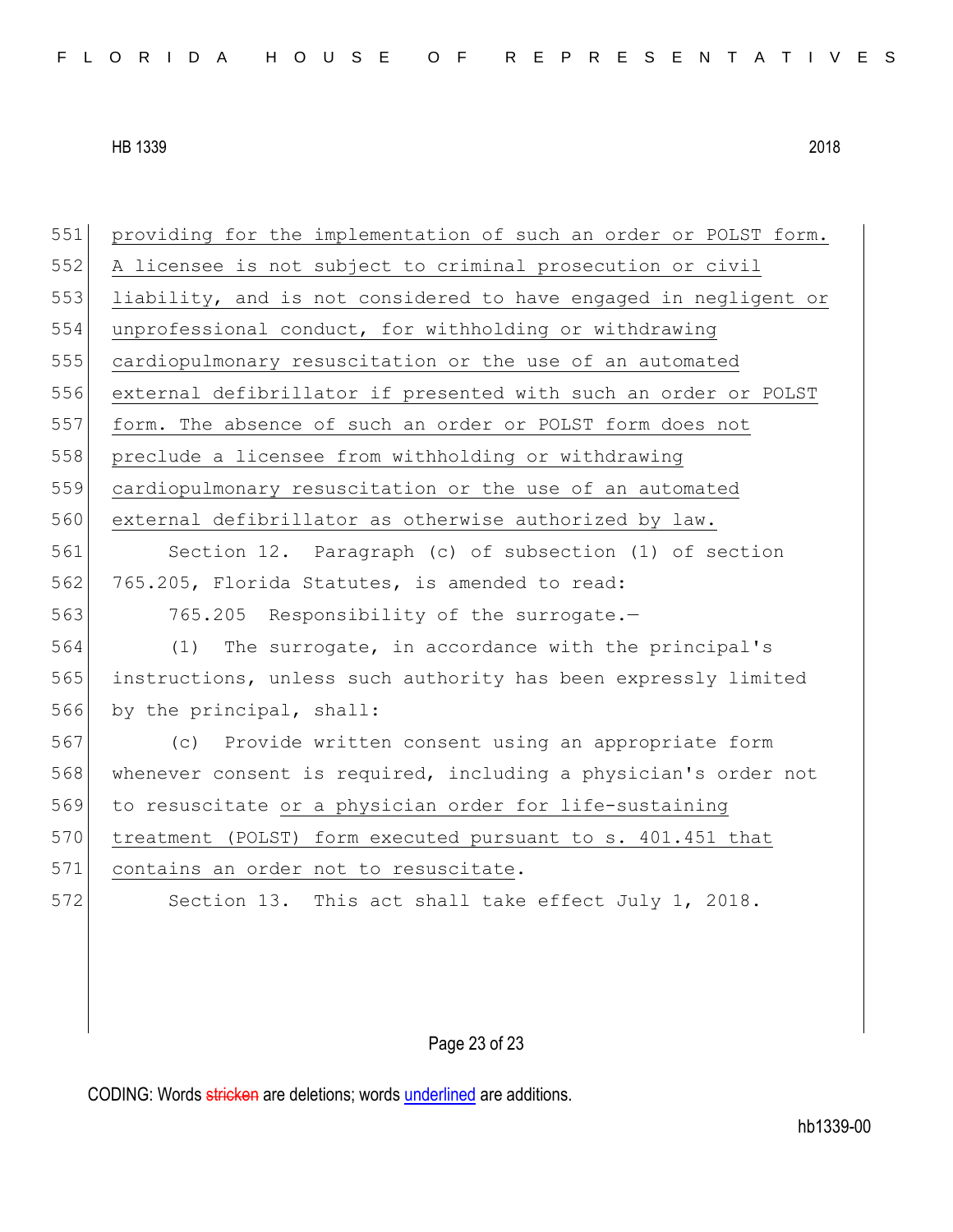551 providing for the implementation of such an order or POLST form.
552 A licensee is not subject to criminal prosecution or civil
553 liability, and is not considered to have engaged in negligent or
554 unprofessional conduct, for withholding or withdrawing
555 cardiopulmonary resuscitation or the use of an automated
556 external defibrillator if presented with such an order or POLST
557 form. The absence of such an order or POLST form does not
558 preclude a licensee from withholding or withdrawing
559 cardiopulmonary resuscitation or the use of an automated
560 external defibrillator as otherwise authorized by law.
561 Section 12. Paragraph (c) of subsection (1) of section
562 765.205, Florida Statutes, is amended to read:
563 765.205 Responsibility of the surrogate.—
564 (1) The surrogate, in accordance with the principal's
565 instructions, unless such authority has been expressly limited
566 by the principal, shall:
567 (c) Provide written consent using an appropriate form
568 whenever consent is required, including a physician's order not
569 to resuscitate or a physician order for life-sustaining
570 treatment (POLST) form executed pursuant to s. 401.451 that
571 contains an order not to resuscitate.
572 Section 13. This act shall take effect July 1, 2018.

CODING: Words stricken are deletions; words underlined are additions.

hb1339-00